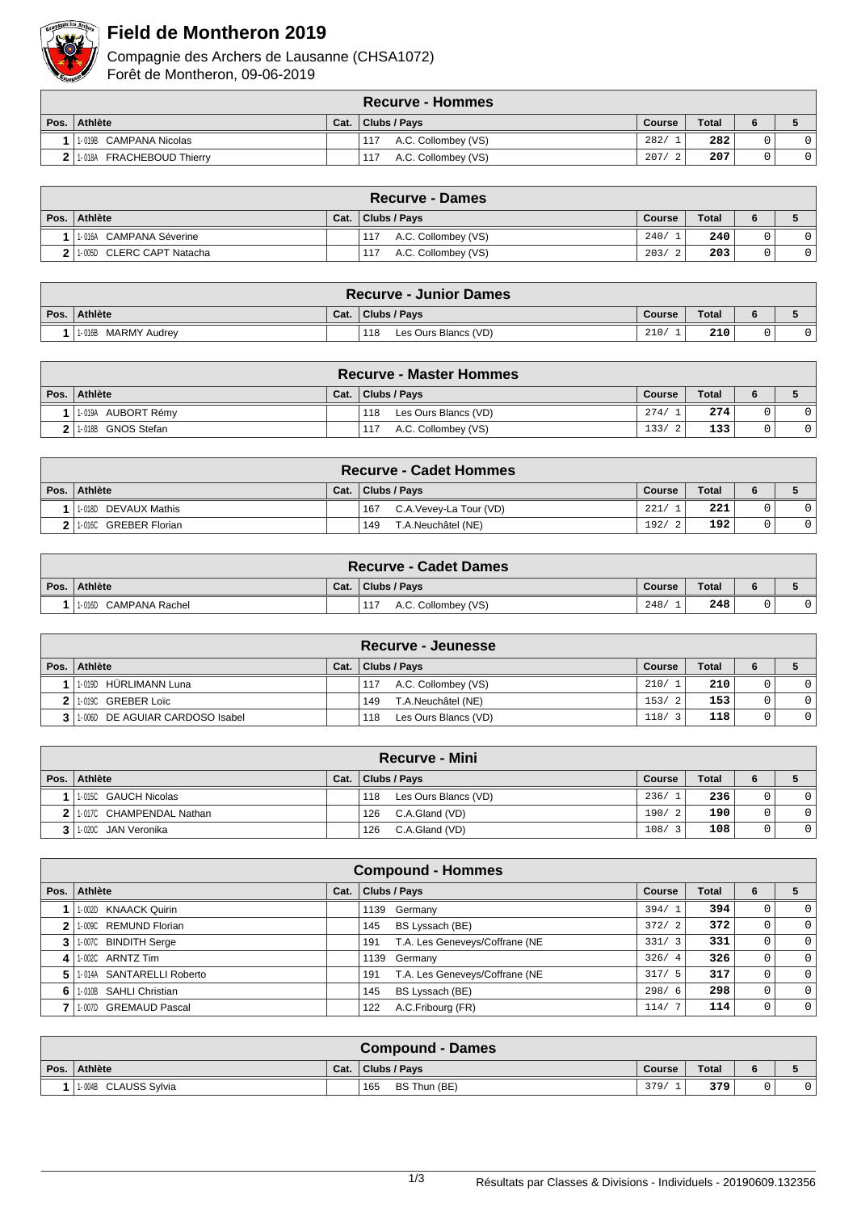# Field de Montheron 2019

Compagnie des Archers de Lausanne (CHSA1072)

Forêt de Montheron, 09-06-2019

| Recurve - Hommes | | | | | | | |
|---|---|---|---|---|---|---|---|
| Pos. | Athlète | Cat. | Clubs / Pays | Course | Total | 6 | 5 |
| 1 | 1-019B CAMPANA Nicolas | | 117 A.C. Collombey (VS) | 282/ 1 | 282 | 0 | 0 |
| 2 | 1-018A FRACHEBOUD Thierry | | 117 A.C. Collombey (VS) | 207/ 2 | 207 | 0 | 0 |

| Recurve - Dames | | | | | | | |
|---|---|---|---|---|---|---|---|
| Pos. | Athlète | Cat. | Clubs / Pays | Course | Total | 6 | 5 |
| 1 | 1-016A CAMPANA Séverine | | 117 A.C. Collombey (VS) | 240/ 1 | 240 | 0 | 0 |
| 2 | 1-005D CLERC CAPT Natacha | | 117 A.C. Collombey (VS) | 203/ 2 | 203 | 0 | 0 |

| Recurve - Junior Dames | | | | | | | |
|---|---|---|---|---|---|---|---|
| Pos. | Athlète | Cat. | Clubs / Pays | Course | Total | 6 | 5 |
| 1 | 1-016B MARMY Audrey | | 118 Les Ours Blancs (VD) | 210/ 1 | 210 | 0 | 0 |

| Recurve - Master Hommes | | | | | | | |
|---|---|---|---|---|---|---|---|
| Pos. | Athlète | Cat. | Clubs / Pays | Course | Total | 6 | 5 |
| 1 | 1-019A AUBORT Rémy | | 118 Les Ours Blancs (VD) | 274/ 1 | 274 | 0 | 0 |
| 2 | 1-018B GNOS Stefan | | 117 A.C. Collombey (VS) | 133/ 2 | 133 | 0 | 0 |

| Recurve - Cadet Hommes | | | | | | | |
|---|---|---|---|---|---|---|---|
| Pos. | Athlète | Cat. | Clubs / Pays | Course | Total | 6 | 5 |
| 1 | 1-018D DEVAUX Mathis | | 167 C.A.Vevey-La Tour (VD) | 221/ 1 | 221 | 0 | 0 |
| 2 | 1-016C GREBER Florian | | 149 T.A.Neuchâtel (NE) | 192/ 2 | 192 | 0 | 0 |

| Recurve - Cadet Dames | | | | | | | |
|---|---|---|---|---|---|---|---|
| Pos. | Athlète | Cat. | Clubs / Pays | Course | Total | 6 | 5 |
| 1 | 1-016D CAMPANA Rachel | | 117 A.C. Collombey (VS) | 248/ 1 | 248 | 0 | 0 |

| Recurve - Jeunesse | | | | | | | |
|---|---|---|---|---|---|---|---|
| Pos. | Athlète | Cat. | Clubs / Pays | Course | Total | 6 | 5 |
| 1 | 1-019D HÜRLIMANN Luna | | 117 A.C. Collombey (VS) | 210/ 1 | 210 | 0 | 0 |
| 2 | 1-019C GREBER Loïc | | 149 T.A.Neuchâtel (NE) | 153/ 2 | 153 | 0 | 0 |
| 3 | 1-006D DE AGUIAR CARDOSO Isabel | | 118 Les Ours Blancs (VD) | 118/ 3 | 118 | 0 | 0 |

| Recurve - Mini | | | | | | | |
|---|---|---|---|---|---|---|---|
| Pos. | Athlète | Cat. | Clubs / Pays | Course | Total | 6 | 5 |
| 1 | 1-015C GAUCH Nicolas | | 118 Les Ours Blancs (VD) | 236/ 1 | 236 | 0 | 0 |
| 2 | 1-017C CHAMPENDAL Nathan | | 126 C.A.Gland (VD) | 190/ 2 | 190 | 0 | 0 |
| 3 | 1-020C JAN Veronika | | 126 C.A.Gland (VD) | 108/ 3 | 108 | 0 | 0 |

| Compound - Hommes | | | | | | | |
|---|---|---|---|---|---|---|---|
| Pos. | Athlète | Cat. | Clubs / Pays | Course | Total | 6 | 5 |
| 1 | 1-002D KNAACK Quirin | | 1139 Germany | 394/ 1 | 394 | 0 | 0 |
| 2 | 1-009C REMUND Florian | | 145 BS Lyssach (BE) | 372/ 2 | 372 | 0 | 0 |
| 3 | 1-007C BINDITH Serge | | 191 T.A. Les Geneveys/Coffrane (NE | 331/ 3 | 331 | 0 | 0 |
| 4 | 1-002C ARNTZ Tim | | 1139 Germany | 326/ 4 | 326 | 0 | 0 |
| 5 | 1-014A SANTARELLI Roberto | | 191 T.A. Les Geneveys/Coffrane (NE | 317/ 5 | 317 | 0 | 0 |
| 6 | 1-010B SAHLI Christian | | 145 BS Lyssach (BE) | 298/ 6 | 298 | 0 | 0 |
| 7 | 1-007D GREMAUD Pascal | | 122 A.C.Fribourg (FR) | 114/ 7 | 114 | 0 | 0 |

| Compound - Dames | | | | | | | |
|---|---|---|---|---|---|---|---|
| Pos. | Athlète | Cat. | Clubs / Pays | Course | Total | 6 | 5 |
| 1 | 1-004B CLAUSS Sylvia | | 165 BS Thun (BE) | 379/ 1 | 379 | 0 | 0 |

Résultats par Classes & Divisions - Individuels - 20190609.132356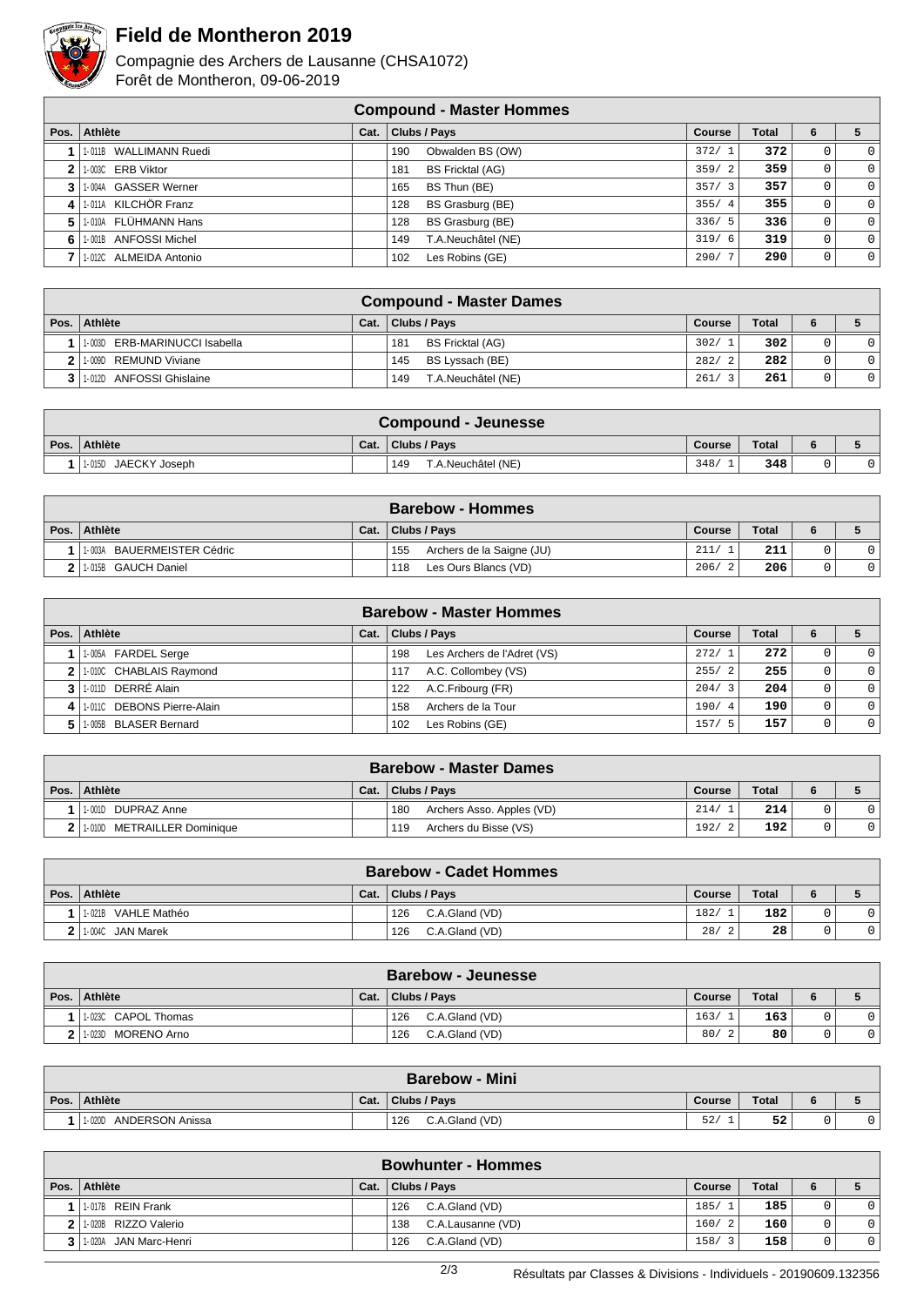# Field de Montheron 2019

Compagnie des Archers de Lausanne (CHSA1072)
Forêt de Montheron, 09-06-2019

| Compound - Master Hommes | | | | | | | |
|---|---|---|---|---|---|---|---|
| **Pos.** | **Athlète** | **Cat.** | **Clubs / Pays** | **Course** | **Total** | **6** | **5** |
| 1 | 1-011B WALLIMANN Ruedi | | 190 Obwalden BS (OW) | 372/ 1 | 372 | 0 | 0 |
| 2 | 1-003C ERB Viktor | | 181 BS Fricktal (AG) | 359/ 2 | 359 | 0 | 0 |
| 3 | 1-004A GASSER Werner | | 165 BS Thun (BE) | 357/ 3 | 357 | 0 | 0 |
| 4 | 1-011A KILCHÖR Franz | | 128 BS Grasburg (BE) | 355/ 4 | 355 | 0 | 0 |
| 5 | 1-010A FLÜHMANN Hans | | 128 BS Grasburg (BE) | 336/ 5 | 336 | 0 | 0 |
| 6 | 1-001B ANFOSSI Michel | | 149 T.A.Neuchâtel (NE) | 319/ 6 | 319 | 0 | 0 |
| 7 | 1-012C ALMEIDA Antonio | | 102 Les Robins (GE) | 290/ 7 | 290 | 0 | 0 |

| Compound - Master Dames | | | | | | | |
|---|---|---|---|---|---|---|---|
| **Pos.** | **Athlète** | **Cat.** | **Clubs / Pays** | **Course** | **Total** | **6** | **5** |
| 1 | 1-003D ERB-MARINUCCI Isabella | | 181 BS Fricktal (AG) | 302/ 1 | 302 | 0 | 0 |
| 2 | 1-009D REMUND Viviane | | 145 BS Lyssach (BE) | 282/ 2 | 282 | 0 | 0 |
| 3 | 1-012D ANFOSSI Ghislaine | | 149 T.A.Neuchâtel (NE) | 261/ 3 | 261 | 0 | 0 |

| Compound - Jeunesse | | | | | | | |
|---|---|---|---|---|---|---|---|
| **Pos.** | **Athlète** | **Cat.** | **Clubs / Pays** | **Course** | **Total** | **6** | **5** |
| 1 | 1-015D JAECKY Joseph | | 149 T.A.Neuchâtel (NE) | 348/ 1 | 348 | 0 | 0 |

| Barebow - Hommes | | | | | | | |
|---|---|---|---|---|---|---|---|
| **Pos.** | **Athlète** | **Cat.** | **Clubs / Pays** | **Course** | **Total** | **6** | **5** |
| 1 | 1-003A BAUERMEISTER Cédric | | 155 Archers de la Saigne (JU) | 211/ 1 | 211 | 0 | 0 |
| 2 | 1-015B GAUCH Daniel | | 118 Les Ours Blancs (VD) | 206/ 2 | 206 | 0 | 0 |

| Barebow - Master Hommes | | | | | | | |
|---|---|---|---|---|---|---|---|
| **Pos.** | **Athlète** | **Cat.** | **Clubs / Pays** | **Course** | **Total** | **6** | **5** |
| 1 | 1-005A FARDEL Serge | | 198 Les Archers de l'Adret (VS) | 272/ 1 | 272 | 0 | 0 |
| 2 | 1-010C CHABLAIS Raymond | | 117 A.C. Collombey (VS) | 255/ 2 | 255 | 0 | 0 |
| 3 | 1-011D DERRÉ Alain | | 122 A.C.Fribourg (FR) | 204/ 3 | 204 | 0 | 0 |
| 4 | 1-011C DEBONS Pierre-Alain | | 158 Archers de la Tour | 190/ 4 | 190 | 0 | 0 |
| 5 | 1-005B BLASER Bernard | | 102 Les Robins (GE) | 157/ 5 | 157 | 0 | 0 |

| Barebow - Master Dames | | | | | | | |
|---|---|---|---|---|---|---|---|
| **Pos.** | **Athlète** | **Cat.** | **Clubs / Pays** | **Course** | **Total** | **6** | **5** |
| 1 | 1-001D DUPRAZ Anne | | 180 Archers Asso. Apples (VD) | 214/ 1 | 214 | 0 | 0 |
| 2 | 1-010D METRAILLER Dominique | | 119 Archers du Bisse (VS) | 192/ 2 | 192 | 0 | 0 |

| Barebow - Cadet Hommes | | | | | | | |
|---|---|---|---|---|---|---|---|
| **Pos.** | **Athlète** | **Cat.** | **Clubs / Pays** | **Course** | **Total** | **6** | **5** |
| 1 | 1-021B VAHLE Mathéo | | 126 C.A.Gland (VD) | 182/ 1 | 182 | 0 | 0 |
| 2 | 1-004C JAN Marek | | 126 C.A.Gland (VD) | 28/ 2 | 28 | 0 | 0 |

| Barebow - Jeunesse | | | | | | | |
|---|---|---|---|---|---|---|---|
| **Pos.** | **Athlète** | **Cat.** | **Clubs / Pays** | **Course** | **Total** | **6** | **5** |
| 1 | 1-023C CAPOL Thomas | | 126 C.A.Gland (VD) | 163/ 1 | 163 | 0 | 0 |
| 2 | 1-023D MORENO Arno | | 126 C.A.Gland (VD) | 80/ 2 | 80 | 0 | 0 |

| Barebow - Mini | | | | | | | |
|---|---|---|---|---|---|---|---|
| **Pos.** | **Athlète** | **Cat.** | **Clubs / Pays** | **Course** | **Total** | **6** | **5** |
| 1 | 1-020D ANDERSON Anissa | | 126 C.A.Gland (VD) | 52/ 1 | 52 | 0 | 0 |

| Bowhunter - Hommes | | | | | | | |
|---|---|---|---|---|---|---|---|
| **Pos.** | **Athlète** | **Cat.** | **Clubs / Pays** | **Course** | **Total** | **6** | **5** |
| 1 | 1-017B REIN Frank | | 126 C.A.Gland (VD) | 185/ 1 | 185 | 0 | 0 |
| 2 | 1-020B RIZZO Valerio | | 138 C.A.Lausanne (VD) | 160/ 2 | 160 | 0 | 0 |
| 3 | 1-020A JAN Marc-Henri | | 126 C.A.Gland (VD) | 158/ 3 | 158 | 0 | 0 |

Résultats par Classes & Divisions - Individuels - 20190609.132356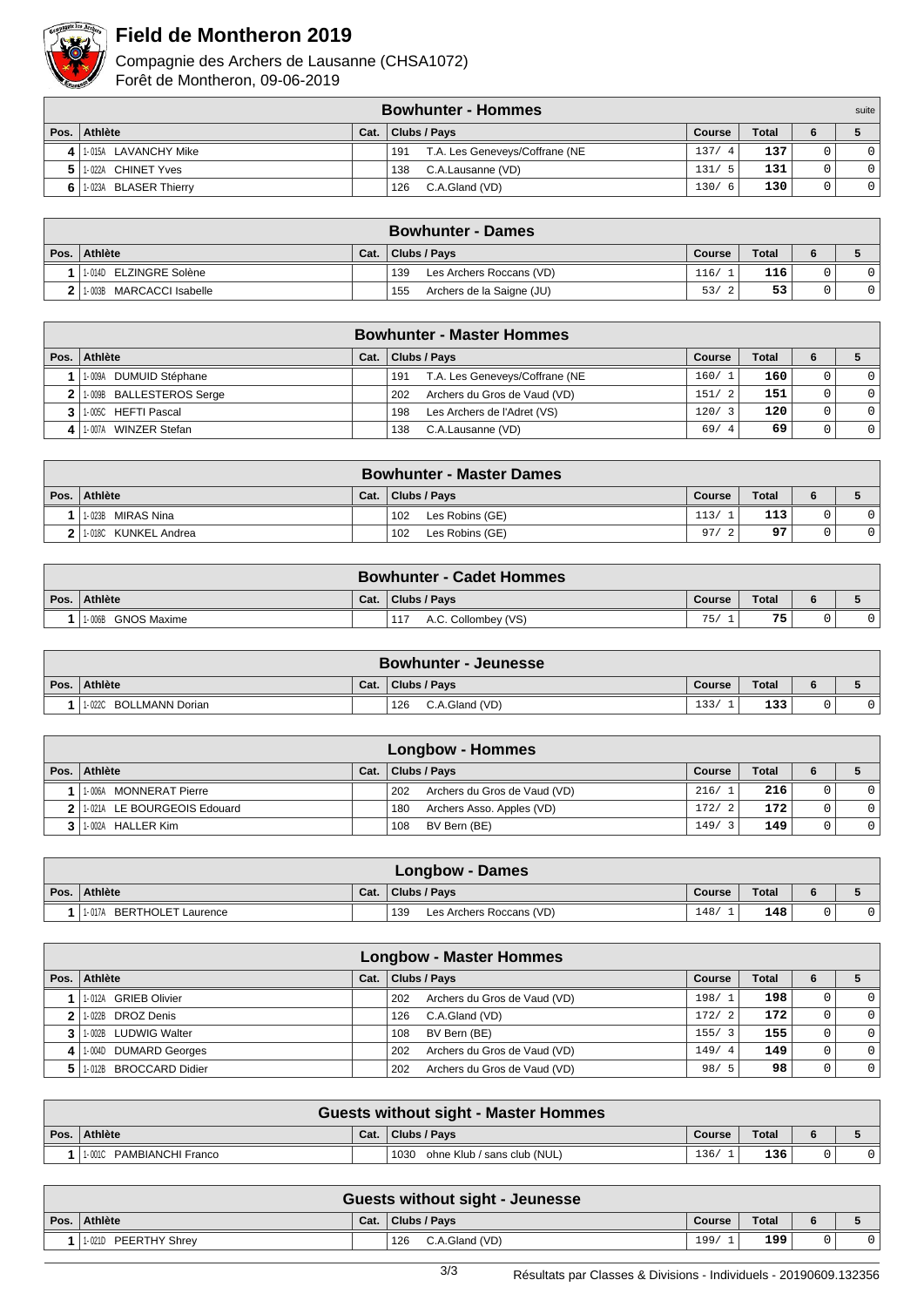# Field de Montheron 2019

Compagnie des Archers de Lausanne (CHSA1072)
Forêt de Montheron, 09-06-2019

## Bowhunter - Hommes

suite

| Pos. | Athlète | Cat. | Clubs / Pays | Course | Total | 6 | 5 |
|---|---|---|---|---|---|---|---|
| 4 | 1-015A LAVANCHY Mike | | 191 T.A. Les Geneveys/Coffrane (NE | 137/ 4 | 137 | 0 | 0 |
| 5 | 1-022A CHINET Yves | | 138 C.A.Lausanne (VD) | 131/ 5 | 131 | 0 | 0 |
| 6 | 1-023A BLASER Thierry | | 126 C.A.Gland (VD) | 130/ 6 | 130 | 0 | 0 |

## Bowhunter - Dames

| Pos. | Athlète | Cat. | Clubs / Pays | Course | Total | 6 | 5 |
|---|---|---|---|---|---|---|---|
| 1 | 1-014D ELZINGRE Solène | | 139 Les Archers Roccans (VD) | 116/ 1 | 116 | 0 | 0 |
| 2 | 1-003B MARCACCI Isabelle | | 155 Archers de la Saigne (JU) | 53/ 2 | 53 | 0 | 0 |

## Bowhunter - Master Hommes

| Pos. | Athlète | Cat. | Clubs / Pays | Course | Total | 6 | 5 |
|---|---|---|---|---|---|---|---|
| 1 | 1-009A DUMUID Stéphane | | 191 T.A. Les Geneveys/Coffrane (NE | 160/ 1 | 160 | 0 | 0 |
| 2 | 1-009B BALLESTEROS Serge | | 202 Archers du Gros de Vaud (VD) | 151/ 2 | 151 | 0 | 0 |
| 3 | 1-005C HEFTI Pascal | | 198 Les Archers de l'Adret (VS) | 120/ 3 | 120 | 0 | 0 |
| 4 | 1-007A WINZER Stefan | | 138 C.A.Lausanne (VD) | 69/ 4 | 69 | 0 | 0 |

## Bowhunter - Master Dames

| Pos. | Athlète | Cat. | Clubs / Pays | Course | Total | 6 | 5 |
|---|---|---|---|---|---|---|---|
| 1 | 1-023B MIRAS Nina | | 102 Les Robins (GE) | 113/ 1 | 113 | 0 | 0 |
| 2 | 1-018C KUNKEL Andrea | | 102 Les Robins (GE) | 97/ 2 | 97 | 0 | 0 |

## Bowhunter - Cadet Hommes

| Pos. | Athlète | Cat. | Clubs / Pays | Course | Total | 6 | 5 |
|---|---|---|---|---|---|---|---|
| 1 | 1-006B GNOS Maxime | | 117 A.C. Collombey (VS) | 75/ 1 | 75 | 0 | 0 |

## Bowhunter - Jeunesse

| Pos. | Athlète | Cat. | Clubs / Pays | Course | Total | 6 | 5 |
|---|---|---|---|---|---|---|---|
| 1 | 1-022C BOLLMANN Dorian | | 126 C.A.Gland (VD) | 133/ 1 | 133 | 0 | 0 |

## Longbow - Hommes

| Pos. | Athlète | Cat. | Clubs / Pays | Course | Total | 6 | 5 |
|---|---|---|---|---|---|---|---|
| 1 | 1-006A MONNERAT Pierre | | 202 Archers du Gros de Vaud (VD) | 216/ 1 | 216 | 0 | 0 |
| 2 | 1-021A LE BOURGEOIS Edouard | | 180 Archers Asso. Apples (VD) | 172/ 2 | 172 | 0 | 0 |
| 3 | 1-002A HALLER Kim | | 108 BV Bern (BE) | 149/ 3 | 149 | 0 | 0 |

## Longbow - Dames

| Pos. | Athlète | Cat. | Clubs / Pays | Course | Total | 6 | 5 |
|---|---|---|---|---|---|---|---|
| 1 | 1-017A BERTHOLET Laurence | | 139 Les Archers Roccans (VD) | 148/ 1 | 148 | 0 | 0 |

## Longbow - Master Hommes

| Pos. | Athlète | Cat. | Clubs / Pays | Course | Total | 6 | 5 |
|---|---|---|---|---|---|---|---|
| 1 | 1-012A GRIEB Olivier | | 202 Archers du Gros de Vaud (VD) | 198/ 1 | 198 | 0 | 0 |
| 2 | 1-022B DROZ Denis | | 126 C.A.Gland (VD) | 172/ 2 | 172 | 0 | 0 |
| 3 | 1-002B LUDWIG Walter | | 108 BV Bern (BE) | 155/ 3 | 155 | 0 | 0 |
| 4 | 1-004D DUMARD Georges | | 202 Archers du Gros de Vaud (VD) | 149/ 4 | 149 | 0 | 0 |
| 5 | 1-012B BROCCARD Didier | | 202 Archers du Gros de Vaud (VD) | 98/ 5 | 98 | 0 | 0 |

## Guests without sight - Master Hommes

| Pos. | Athlète | Cat. | Clubs / Pays | Course | Total | 6 | 5 |
|---|---|---|---|---|---|---|---|
| 1 | 1-001C PAMBIANCHI Franco | | 1030 ohne Klub / sans club (NUL) | 136/ 1 | 136 | 0 | 0 |

## Guests without sight - Jeunesse

| Pos. | Athlète | Cat. | Clubs / Pays | Course | Total | 6 | 5 |
|---|---|---|---|---|---|---|---|
| 1 | 1-021D PEERTHY Shrey | | 126 C.A.Gland (VD) | 199/ 1 | 199 | 0 | 0 |

Résultats par Classes & Divisions - Individuels - 20190609.132356